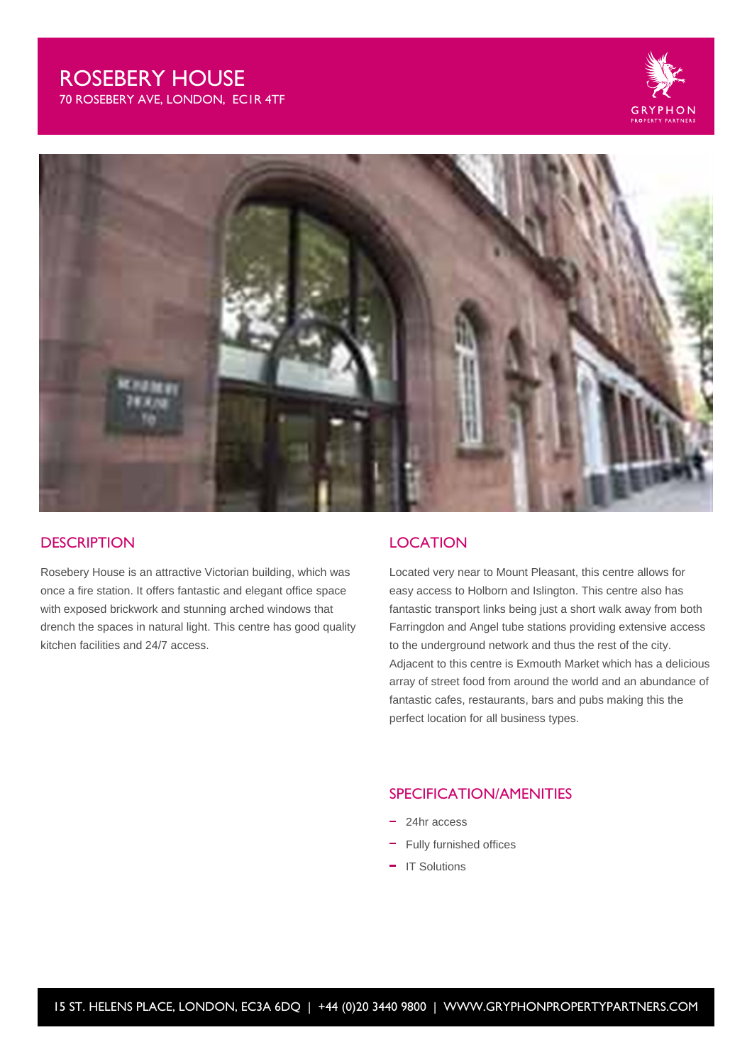# ROSEBERY HOUSE

70 ROSEBERY AVE, LONDON, EC1R 4TF

GRYPHON PROPERTY PARTNERS

## DESCRIPTION

Rosebery House is an attractive Victorian building, which was once a fire station. It offers fantastic and elegant office space with exposed brickwork and stunning arched windows that drench the spaces in natural light. This centre has good quality kitchen facilities and 24/7 access.

## LOCATION

Located very near to Mount Pleasant, this centre allows for easy access to Holborn and Islington. This centre also has fantastic transport links being just a short walk away from both Farringdon and Angel tube stations providing extensive access to the underground network and thus the rest of the city. Adjacent to this centre is Exmouth Market which has a delicious array of street food from around the world and an abundance of fantastic cafes, restaurants, bars and pubs making this the perfect location for all business types.

## SPECIFICATION/AMENITIES

- 24hr access
- Fully furnished offices
- IT Solutions

15 ST. HELENS PLACE, LONDON, EC3A 6DQ | +44 (0)20 3440 9800 | WWW.GRYPHONPROPERTYPARTNERS.COM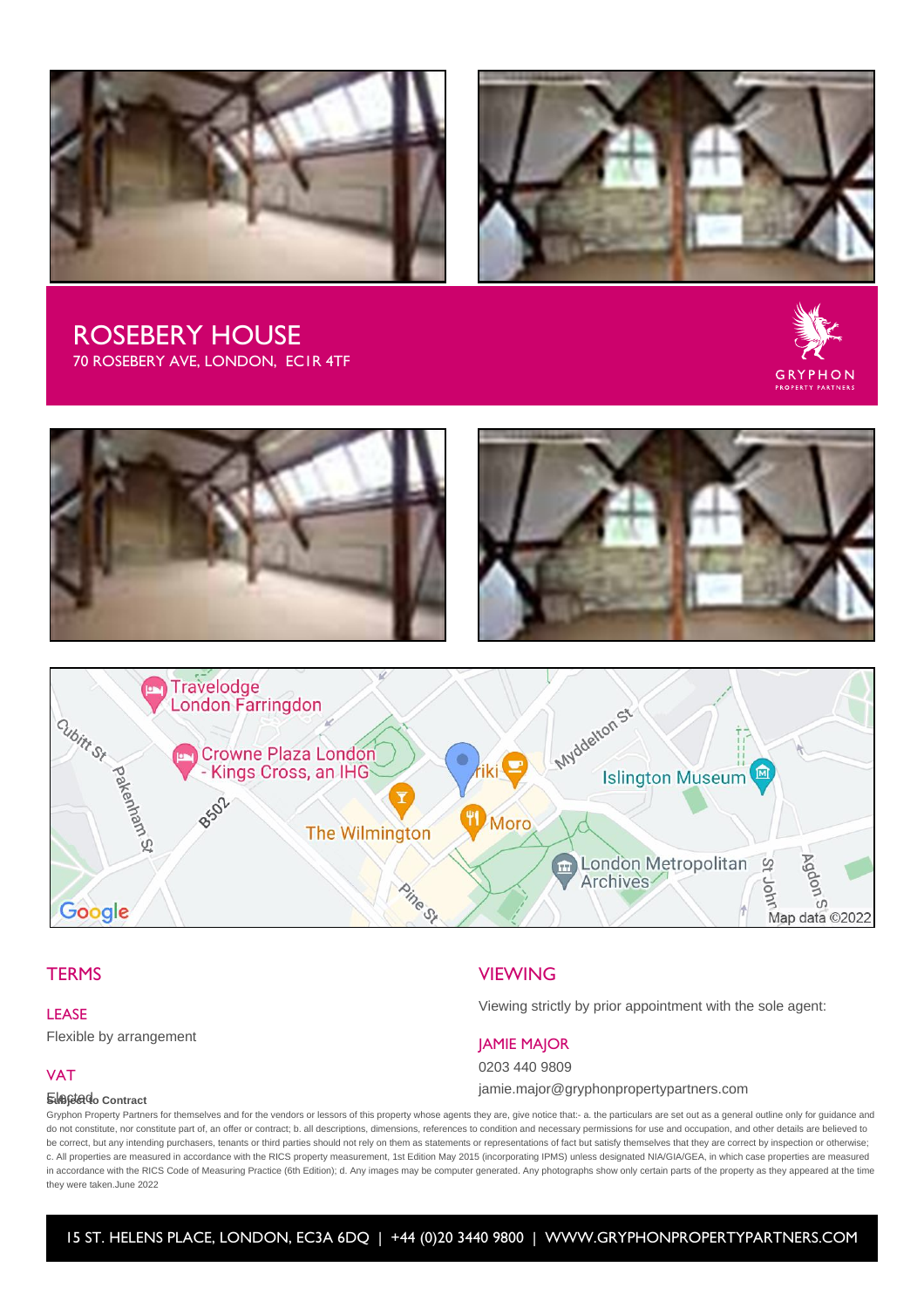# ROSEBERY HOUSE

70 ROSEBERY AVE, LONDON, EC1R 4TF

GRYPHON
PROPERTY PARTNERS

Travelodge London Farringdon
Crowne Plaza London - Kings Cross, an IHG
The Wilmington
Moro
Islington Museum
London Metropolitan Archives
Google
Map data ©2022

## TERMS

### LEASE

Flexible by arrangement

### VAT

Elected

**Subject to Contract**

## VIEWING

Viewing strictly by prior appointment with the sole agent:

### JAMIE MAJOR

0203 440 9809

jamie.major@gryphonpropertypartners.com

Gryphon Property Partners for themselves and for the vendors or lessors of this property whose agents they are, give notice that:- a. the particulars are set out as a general outline only for guidance and do not constitute, nor constitute part of, an offer or contract; b. all descriptions, dimensions, references to condition and necessary permissions for use and occupation, and other details are believed to be correct, but any intending purchasers, tenants or third parties should not rely on them as statements or representations of fact but satisfy themselves that they are correct by inspection or otherwise; c. All properties are measured in accordance with the RICS property measurement, 1st Edition May 2015 (incorporating IPMS) unless designated NIA/GIA/GEA, in which case properties are measured in accordance with the RICS Code of Measuring Practice (6th Edition); d. Any images may be computer generated. Any photographs show only certain parts of the property as they appeared at the time they were taken.June 2022

15 ST. HELENS PLACE, LONDON, EC3A 6DQ | +44 (0)20 3440 9800 | WWW.GRYPHONPROPERTYPARTNERS.COM